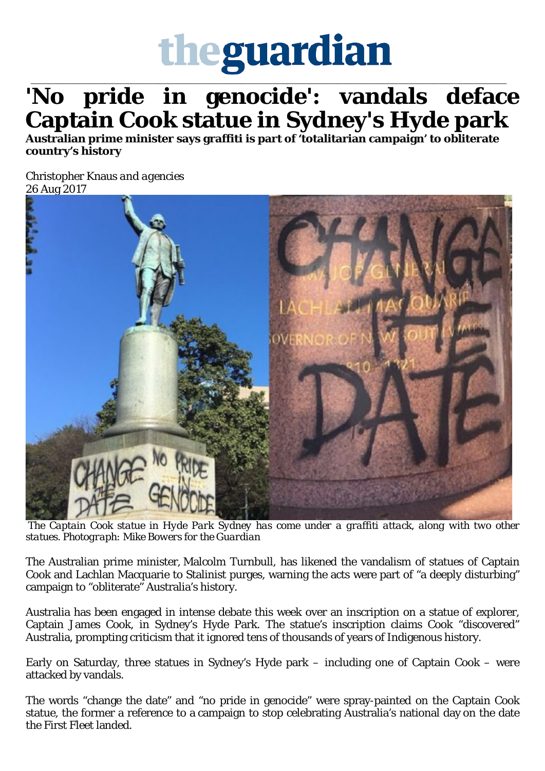# theguardian

# 'No pride in genocide': vandals deface Captain Cook statue in Sydney's Hyde park

**Australian prime minister says graffiti is part of 'totalitarian campaign' to obliterate country's history**

*Christopher Knaus and agencies*
26 Aug 2017

*The Captain Cook statue in Hyde Park Sydney has come under a graffiti attack, along with two other statues. Photograph: Mike Bowers for the Guardian*

The Australian prime minister, Malcolm Turnbull, has likened the vandalism of statues of Captain Cook and Lachlan Macquarie to Stalinist purges, warning the acts were part of "a deeply disturbing" campaign to "obliterate" Australia's history.

Australia has been engaged in intense debate this week over an inscription on a statue of explorer, Captain James Cook, in Sydney's Hyde Park. The statue's inscription claims Cook "discovered" Australia, prompting criticism that it ignored tens of thousands of years of Indigenous history.

Early on Saturday, three statues in Sydney's Hyde park – including one of Captain Cook – were attacked by vandals.

The words "change the date" and "no pride in genocide" were spray-painted on the Captain Cook statue, the former a reference to a campaign to stop celebrating Australia's national day on the date the First Fleet landed.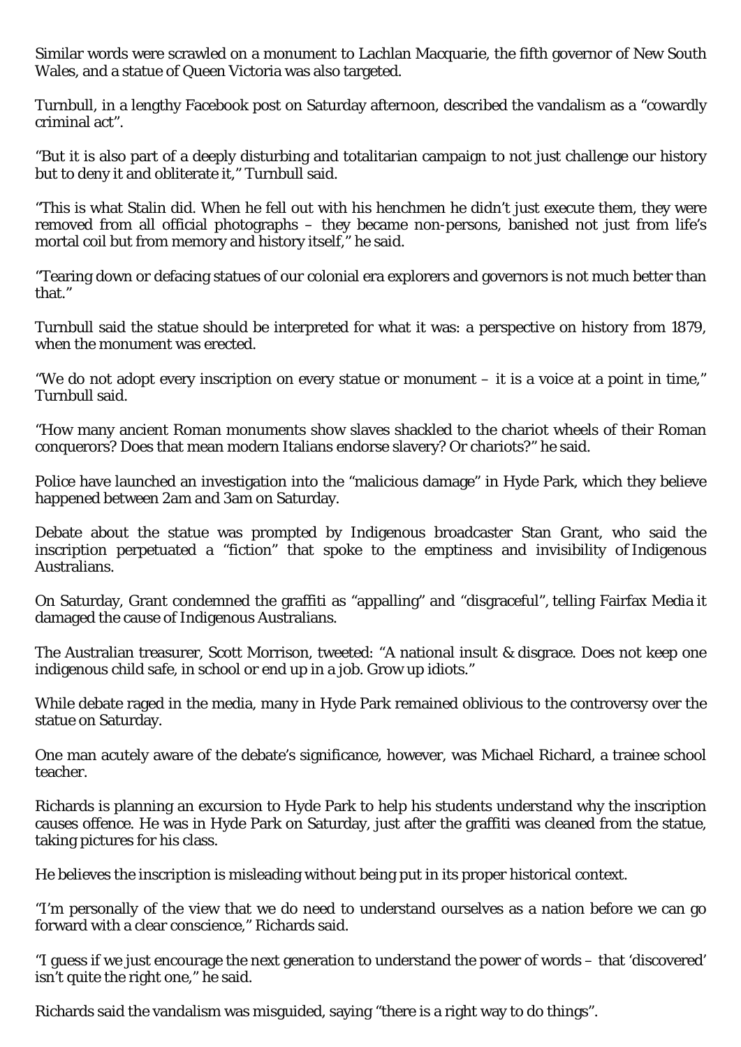Similar words were scrawled on a monument to Lachlan Macquarie, the fifth governor of New South Wales, and a statue of Queen Victoria was also targeted.

Turnbull, in a lengthy Facebook post on Saturday afternoon, described the vandalism as a "cowardly criminal act".

"But it is also part of a deeply disturbing and totalitarian campaign to not just challenge our history but to deny it and obliterate it," Turnbull said.

"This is what Stalin did. When he fell out with his henchmen he didn't just execute them, they were removed from all official photographs – they became non-persons, banished not just from life's mortal coil but from memory and history itself," he said.

"Tearing down or defacing statues of our colonial era explorers and governors is not much better than that."

Turnbull said the statue should be interpreted for what it was: a perspective on history from 1879, when the monument was erected.

"We do not adopt every inscription on every statue or monument – it is a voice at a point in time," Turnbull said.

"How many ancient Roman monuments show slaves shackled to the chariot wheels of their Roman conquerors? Does that mean modern Italians endorse slavery? Or chariots?" he said.

Police have launched an investigation into the "malicious damage" in Hyde Park, which they believe happened between 2am and 3am on Saturday.

Debate about the statue was prompted by Indigenous broadcaster Stan Grant, who said the inscription perpetuated a "fiction" that spoke to the emptiness and invisibility of Indigenous Australians.

On Saturday, Grant condemned the graffiti as "appalling" and "disgraceful", telling Fairfax Media it damaged the cause of Indigenous Australians.

The Australian treasurer, Scott Morrison, tweeted: "A national insult & disgrace. Does not keep one indigenous child safe, in school or end up in a job. Grow up idiots."

While debate raged in the media, many in Hyde Park remained oblivious to the controversy over the statue on Saturday.

One man acutely aware of the debate's significance, however, was Michael Richard, a trainee school teacher.

Richards is planning an excursion to Hyde Park to help his students understand why the inscription causes offence. He was in Hyde Park on Saturday, just after the graffiti was cleaned from the statue, taking pictures for his class.

He believes the inscription is misleading without being put in its proper historical context.

"I'm personally of the view that we do need to understand ourselves as a nation before we can go forward with a clear conscience," Richards said.

"I guess if we just encourage the next generation to understand the power of words – that 'discovered' isn't quite the right one," he said.

Richards said the vandalism was misguided, saying "there is a right way to do things".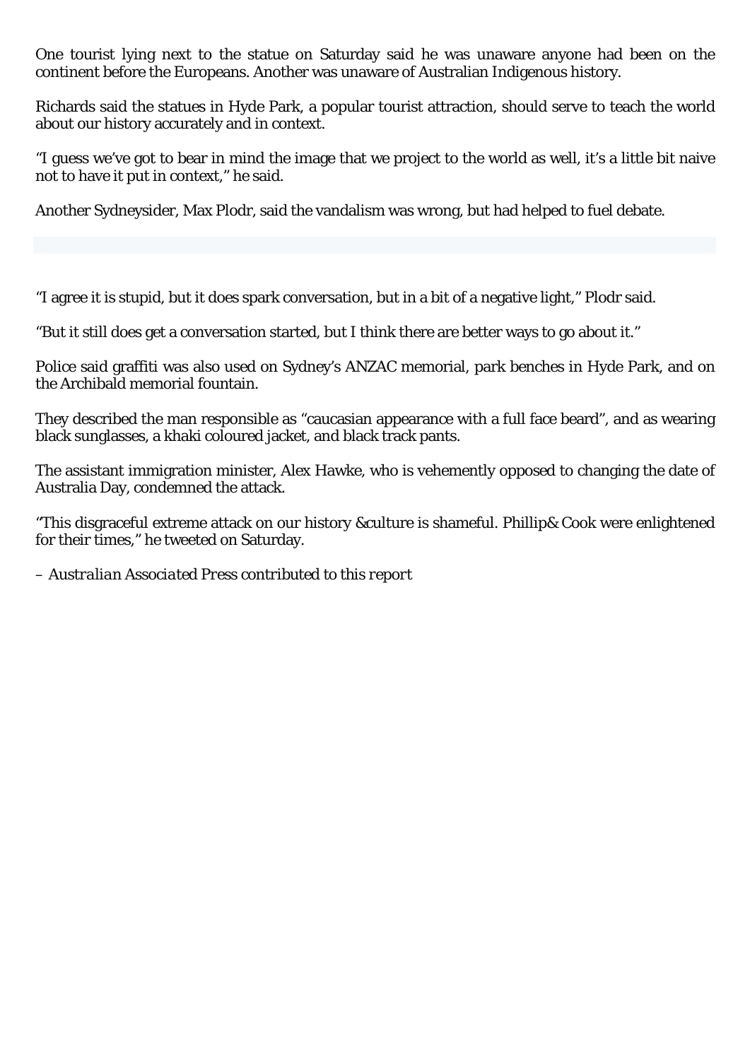One tourist lying next to the statue on Saturday said he was unaware anyone had been on the continent before the Europeans. Another was unaware of Australian Indigenous history.

Richards said the statues in Hyde Park, a popular tourist attraction, should serve to teach the world about our history accurately and in context.

"I guess we've got to bear in mind the image that we project to the world as well, it's a little bit naive not to have it put in context," he said.

Another Sydneysider, Max Plodr, said the vandalism was wrong, but had helped to fuel debate.

"I agree it is stupid, but it does spark conversation, but in a bit of a negative light," Plodr said.

"But it still does get a conversation started, but I think there are better ways to go about it."

Police said graffiti was also used on Sydney's ANZAC memorial, park benches in Hyde Park, and on the Archibald memorial fountain.

They described the man responsible as "caucasian appearance with a full face beard", and as wearing black sunglasses, a khaki coloured jacket, and black track pants.

The assistant immigration minister, Alex Hawke, who is vehemently opposed to changing the date of Australia Day, condemned the attack.

"This disgraceful extreme attack on our history &culture is shameful. Phillip& Cook were enlightened for their times," he tweeted on Saturday.

– *Australian Associated Press contributed to this report*